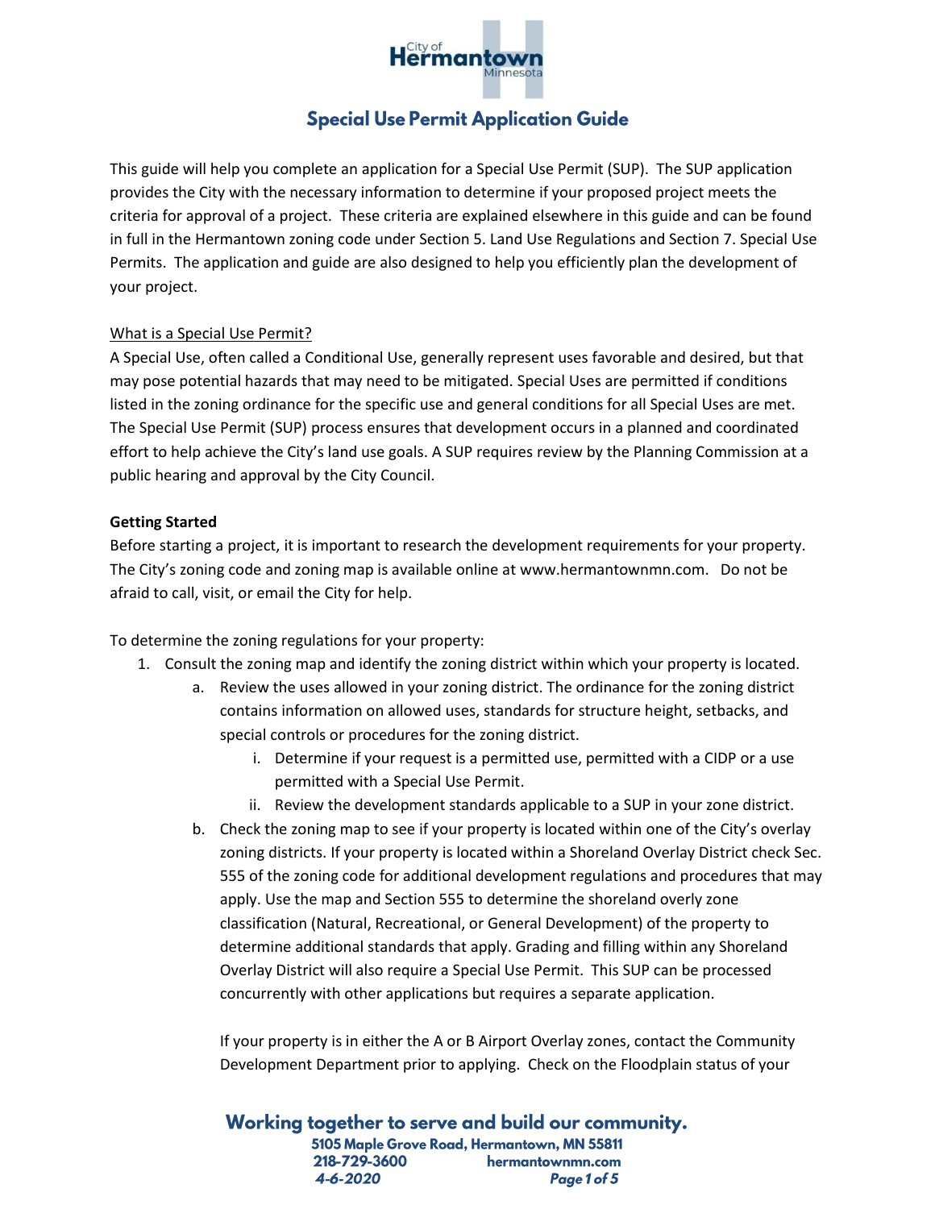# Special Use Permit Application Guide

This guide will help you complete an application for a Special Use Permit (SUP). The SUP application provides the City with the necessary information to determine if your proposed project meets the criteria for approval of a project. These criteria are explained elsewhere in this guide and can be found in full in the Hermantown zoning code under Section 5. Land Use Regulations and Section 7. Special Use Permits. The application and guide are also designed to help you efficiently plan the development of your project.

What is a Special Use Permit?

A Special Use, often called a Conditional Use, generally represent uses favorable and desired, but that may pose potential hazards that may need to be mitigated. Special Uses are permitted if conditions listed in the zoning ordinance for the specific use and general conditions for all Special Uses are met. The Special Use Permit (SUP) process ensures that development occurs in a planned and coordinated effort to help achieve the City's land use goals. A SUP requires review by the Planning Commission at a public hearing and approval by the City Council.

**Getting Started**

Before starting a project, it is important to research the development requirements for your property. The City's zoning code and zoning map is available online at www.hermantownmn.com. Do not be afraid to call, visit, or email the City for help.

To determine the zoning regulations for your property:

1. Consult the zoning map and identify the zoning district within which your property is located.
   a. Review the uses allowed in your zoning district. The ordinance for the zoning district contains information on allowed uses, standards for structure height, setbacks, and special controls or procedures for the zoning district.
      i. Determine if your request is a permitted use, permitted with a CIDP or a use permitted with a Special Use Permit.
      ii. Review the development standards applicable to a SUP in your zone district.
   b. Check the zoning map to see if your property is located within one of the City's overlay zoning districts. If your property is located within a Shoreland Overlay District check Sec. 555 of the zoning code for additional development regulations and procedures that may apply. Use the map and Section 555 to determine the shoreland overly zone classification (Natural, Recreational, or General Development) of the property to determine additional standards that apply. Grading and filling within any Shoreland Overlay District will also require a Special Use Permit. This SUP can be processed concurrently with other applications but requires a separate application.

      If your property is in either the A or B Airport Overlay zones, contact the Community Development Department prior to applying. Check on the Floodplain status of your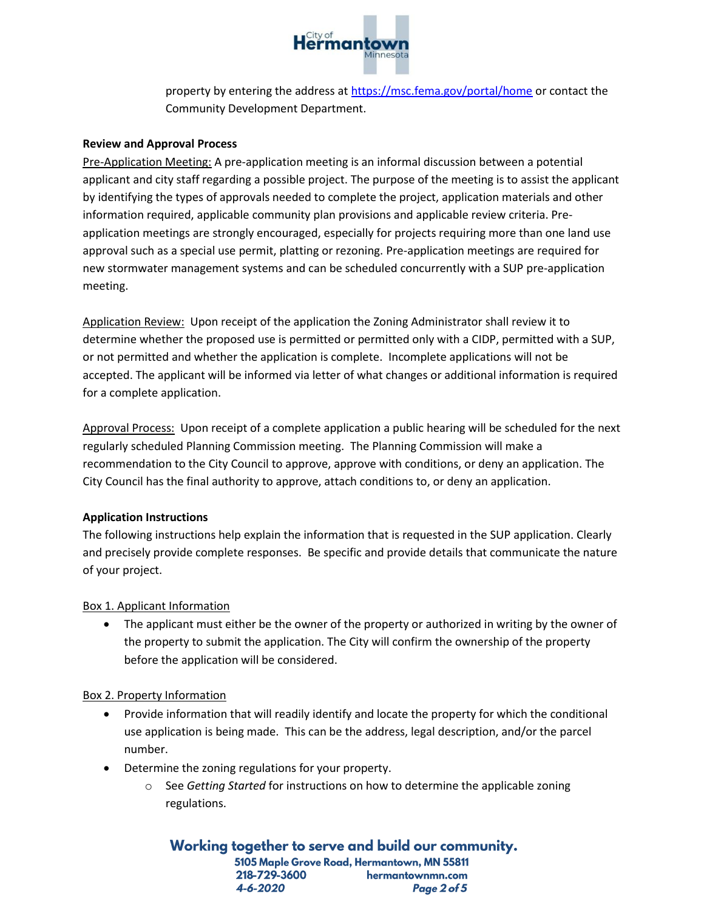property by entering the address at [https://msc.fema.gov/portal/home](https://msc.fema.gov/portal/home) or contact the Community Development Department.

**Review and Approval Process**

Pre-Application Meeting: A pre-application meeting is an informal discussion between a potential applicant and city staff regarding a possible project. The purpose of the meeting is to assist the applicant by identifying the types of approvals needed to complete the project, application materials and other information required, applicable community plan provisions and applicable review criteria. Pre-application meetings are strongly encouraged, especially for projects requiring more than one land use approval such as a special use permit, platting or rezoning. Pre-application meetings are required for new stormwater management systems and can be scheduled concurrently with a SUP pre-application meeting.

Application Review: Upon receipt of the application the Zoning Administrator shall review it to determine whether the proposed use is permitted or permitted only with a CIDP, permitted with a SUP, or not permitted and whether the application is complete. Incomplete applications will not be accepted. The applicant will be informed via letter of what changes or additional information is required for a complete application.

Approval Process: Upon receipt of a complete application a public hearing will be scheduled for the next regularly scheduled Planning Commission meeting. The Planning Commission will make a recommendation to the City Council to approve, approve with conditions, or deny an application. The City Council has the final authority to approve, attach conditions to, or deny an application.

**Application Instructions**

The following instructions help explain the information that is requested in the SUP application. Clearly and precisely provide complete responses. Be specific and provide details that communicate the nature of your project.

Box 1. Applicant Information

- The applicant must either be the owner of the property or authorized in writing by the owner of the property to submit the application. The City will confirm the ownership of the property before the application will be considered.

Box 2. Property Information

- Provide information that will readily identify and locate the property for which the conditional use application is being made. This can be the address, legal description, and/or the parcel number.
- Determine the zoning regulations for your property.
  - See *Getting Started* for instructions on how to determine the applicable zoning regulations.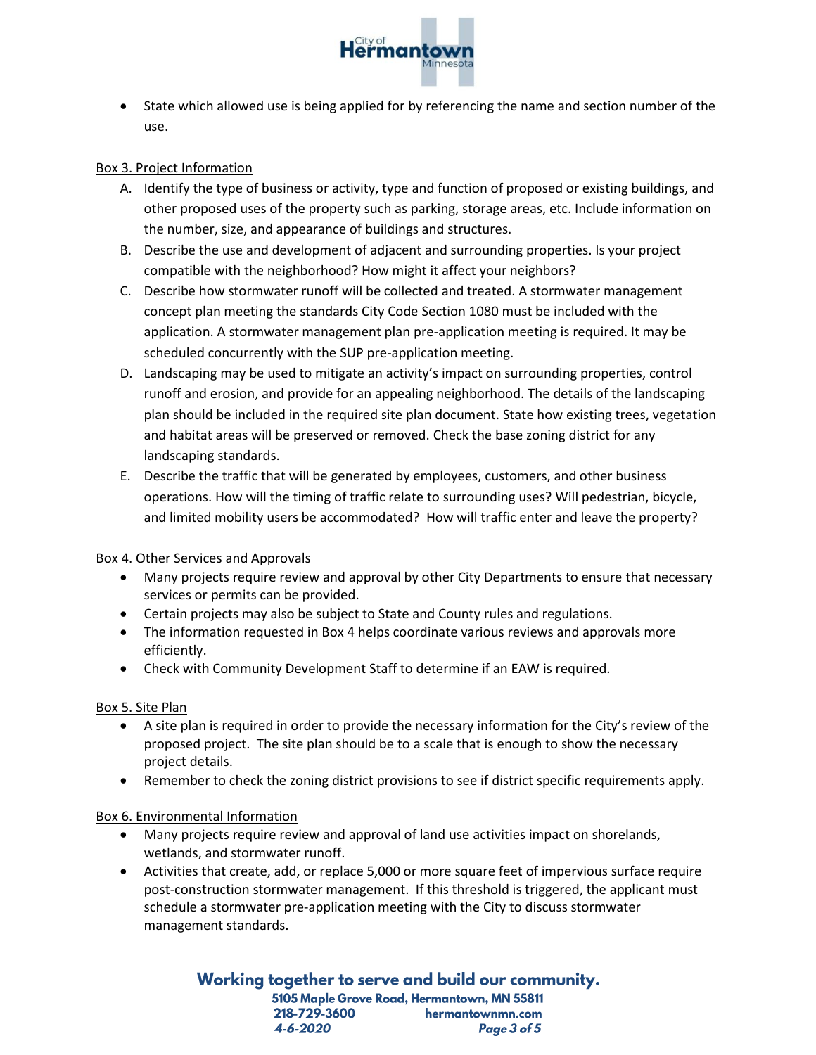- State which allowed use is being applied for by referencing the name and section number of the use.

Box 3. Project Information

A. Identify the type of business or activity, type and function of proposed or existing buildings, and other proposed uses of the property such as parking, storage areas, etc. Include information on the number, size, and appearance of buildings and structures.

B. Describe the use and development of adjacent and surrounding properties. Is your project compatible with the neighborhood? How might it affect your neighbors?

C. Describe how stormwater runoff will be collected and treated. A stormwater management concept plan meeting the standards City Code Section 1080 must be included with the application. A stormwater management plan pre-application meeting is required. It may be scheduled concurrently with the SUP pre-application meeting.

D. Landscaping may be used to mitigate an activity's impact on surrounding properties, control runoff and erosion, and provide for an appealing neighborhood. The details of the landscaping plan should be included in the required site plan document. State how existing trees, vegetation and habitat areas will be preserved or removed. Check the base zoning district for any landscaping standards.

E. Describe the traffic that will be generated by employees, customers, and other business operations. How will the timing of traffic relate to surrounding uses? Will pedestrian, bicycle, and limited mobility users be accommodated? How will traffic enter and leave the property?

Box 4. Other Services and Approvals

- Many projects require review and approval by other City Departments to ensure that necessary services or permits can be provided.
- Certain projects may also be subject to State and County rules and regulations.
- The information requested in Box 4 helps coordinate various reviews and approvals more efficiently.
- Check with Community Development Staff to determine if an EAW is required.

Box 5. Site Plan

- A site plan is required in order to provide the necessary information for the City's review of the proposed project. The site plan should be to a scale that is enough to show the necessary project details.
- Remember to check the zoning district provisions to see if district specific requirements apply.

Box 6. Environmental Information

- Many projects require review and approval of land use activities impact on shorelands, wetlands, and stormwater runoff.
- Activities that create, add, or replace 5,000 or more square feet of impervious surface require post-construction stormwater management. If this threshold is triggered, the applicant must schedule a stormwater pre-application meeting with the City to discuss stormwater management standards.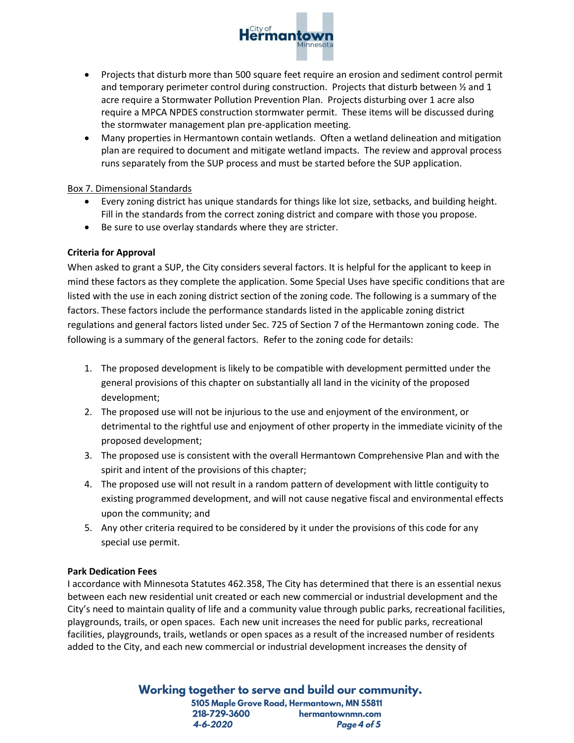- Projects that disturb more than 500 square feet require an erosion and sediment control permit and temporary perimeter control during construction. Projects that disturb between ½ and 1 acre require a Stormwater Pollution Prevention Plan. Projects disturbing over 1 acre also require a MPCA NPDES construction stormwater permit. These items will be discussed during the stormwater management plan pre-application meeting.
- Many properties in Hermantown contain wetlands. Often a wetland delineation and mitigation plan are required to document and mitigate wetland impacts. The review and approval process runs separately from the SUP process and must be started before the SUP application.

Box 7. Dimensional Standards

- Every zoning district has unique standards for things like lot size, setbacks, and building height. Fill in the standards from the correct zoning district and compare with those you propose.
- Be sure to use overlay standards where they are stricter.

**Criteria for Approval**

When asked to grant a SUP, the City considers several factors. It is helpful for the applicant to keep in mind these factors as they complete the application. Some Special Uses have specific conditions that are listed with the use in each zoning district section of the zoning code. The following is a summary of the factors. These factors include the performance standards listed in the applicable zoning district regulations and general factors listed under Sec. 725 of Section 7 of the Hermantown zoning code. The following is a summary of the general factors. Refer to the zoning code for details:

1. The proposed development is likely to be compatible with development permitted under the general provisions of this chapter on substantially all land in the vicinity of the proposed development;
2. The proposed use will not be injurious to the use and enjoyment of the environment, or detrimental to the rightful use and enjoyment of other property in the immediate vicinity of the proposed development;
3. The proposed use is consistent with the overall Hermantown Comprehensive Plan and with the spirit and intent of the provisions of this chapter;
4. The proposed use will not result in a random pattern of development with little contiguity to existing programmed development, and will not cause negative fiscal and environmental effects upon the community; and
5. Any other criteria required to be considered by it under the provisions of this code for any special use permit.

**Park Dedication Fees**

I accordance with Minnesota Statutes 462.358, The City has determined that there is an essential nexus between each new residential unit created or each new commercial or industrial development and the City's need to maintain quality of life and a community value through public parks, recreational facilities, playgrounds, trails, or open spaces. Each new unit increases the need for public parks, recreational facilities, playgrounds, trails, wetlands or open spaces as a result of the increased number of residents added to the City, and each new commercial or industrial development increases the density of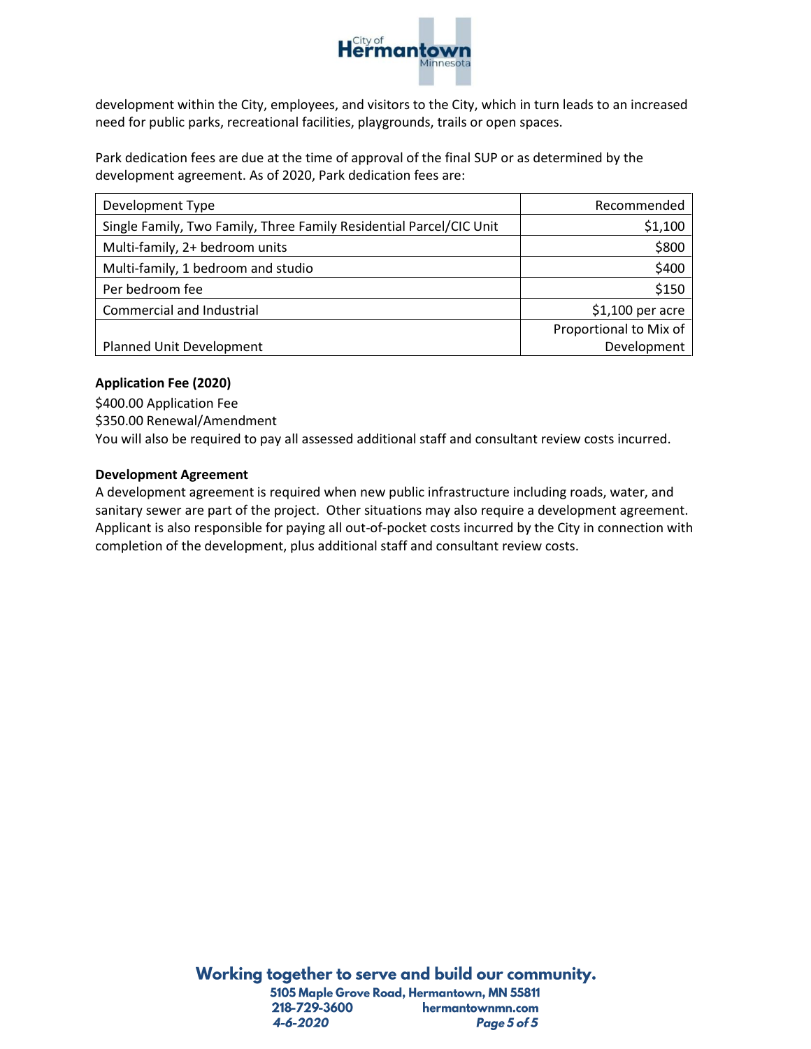development within the City, employees, and visitors to the City, which in turn leads to an increased need for public parks, recreational facilities, playgrounds, trails or open spaces.

Park dedication fees are due at the time of approval of the final SUP or as determined by the development agreement. As of 2020, Park dedication fees are:

| Development Type | Recommended |
|---|---|
| Single Family, Two Family, Three Family Residential Parcel/CIC Unit | $1,100 |
| Multi-family, 2+ bedroom units | $800 |
| Multi-family, 1 bedroom and studio | $400 |
| Per bedroom fee | $150 |
| Commercial and Industrial | $1,100 per acre |
| Planned Unit Development | Proportional to Mix of Development |

**Application Fee (2020)**

$400.00 Application Fee
$350.00 Renewal/Amendment
You will also be required to pay all assessed additional staff and consultant review costs incurred.

**Development Agreement**

A development agreement is required when new public infrastructure including roads, water, and sanitary sewer are part of the project. Other situations may also require a development agreement. Applicant is also responsible for paying all out-of-pocket costs incurred by the City in connection with completion of the development, plus additional staff and consultant review costs.